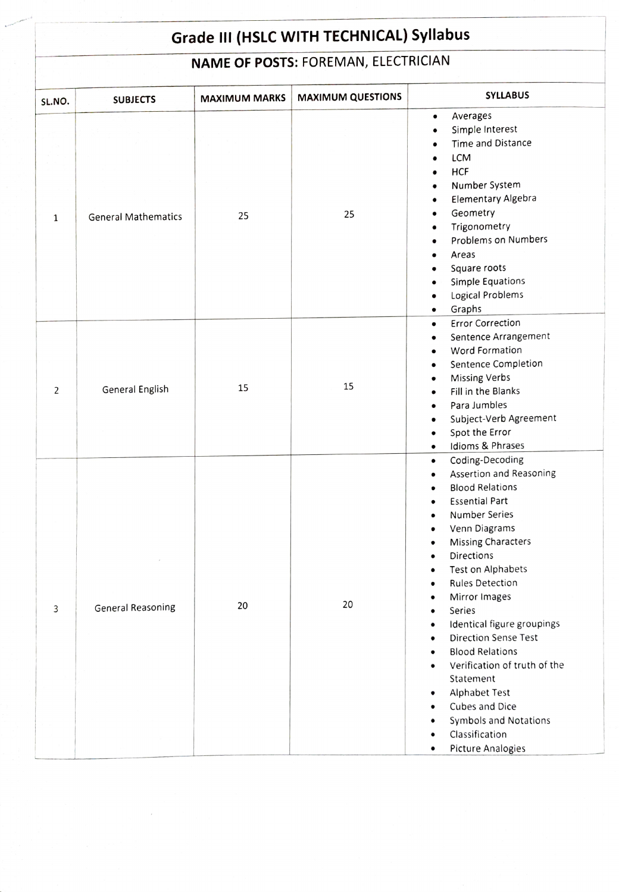# Grade III (HSLC WITH TECHNICAL) Syllabus

## NAME OF POSTS: FOREMAN, ELECTRICIAN

| SL.NO. | SUBJECTS | MAXIMUM MARKS | MAXIMUM QUESTIONS | SYLLABUS |
|---|---|---|---|---|
| 1 | General Mathematics | 25 | 25 | • Averages<br>• Simple Interest<br>• Time and Distance<br>• LCM<br>• HCF<br>• Number System<br>• Elementary Algebra<br>• Geometry<br>• Trigonometry<br>• Problems on Numbers<br>• Areas<br>• Square roots<br>• Simple Equations<br>• Logical Problems<br>• Graphs |
| 2 | General English | 15 | 15 | • Error Correction<br>• Sentence Arrangement<br>• Word Formation<br>• Sentence Completion<br>• Missing Verbs<br>• Fill in the Blanks<br>• Para Jumbles<br>• Subject-Verb Agreement<br>• Spot the Error<br>• Idioms & Phrases |
| 3 | General Reasoning | 20 | 20 | • Coding-Decoding<br>• Assertion and Reasoning<br>• Blood Relations<br>• Essential Part<br>• Number Series<br>• Venn Diagrams<br>• Missing Characters<br>• Directions<br>• Test on Alphabets<br>• Rules Detection<br>• Mirror Images<br>• Series<br>• Identical figure groupings<br>• Direction Sense Test<br>• Blood Relations<br>• Verification of truth of the Statement<br>• Alphabet Test<br>• Cubes and Dice<br>• Symbols and Notations<br>• Classification<br>• Picture Analogies |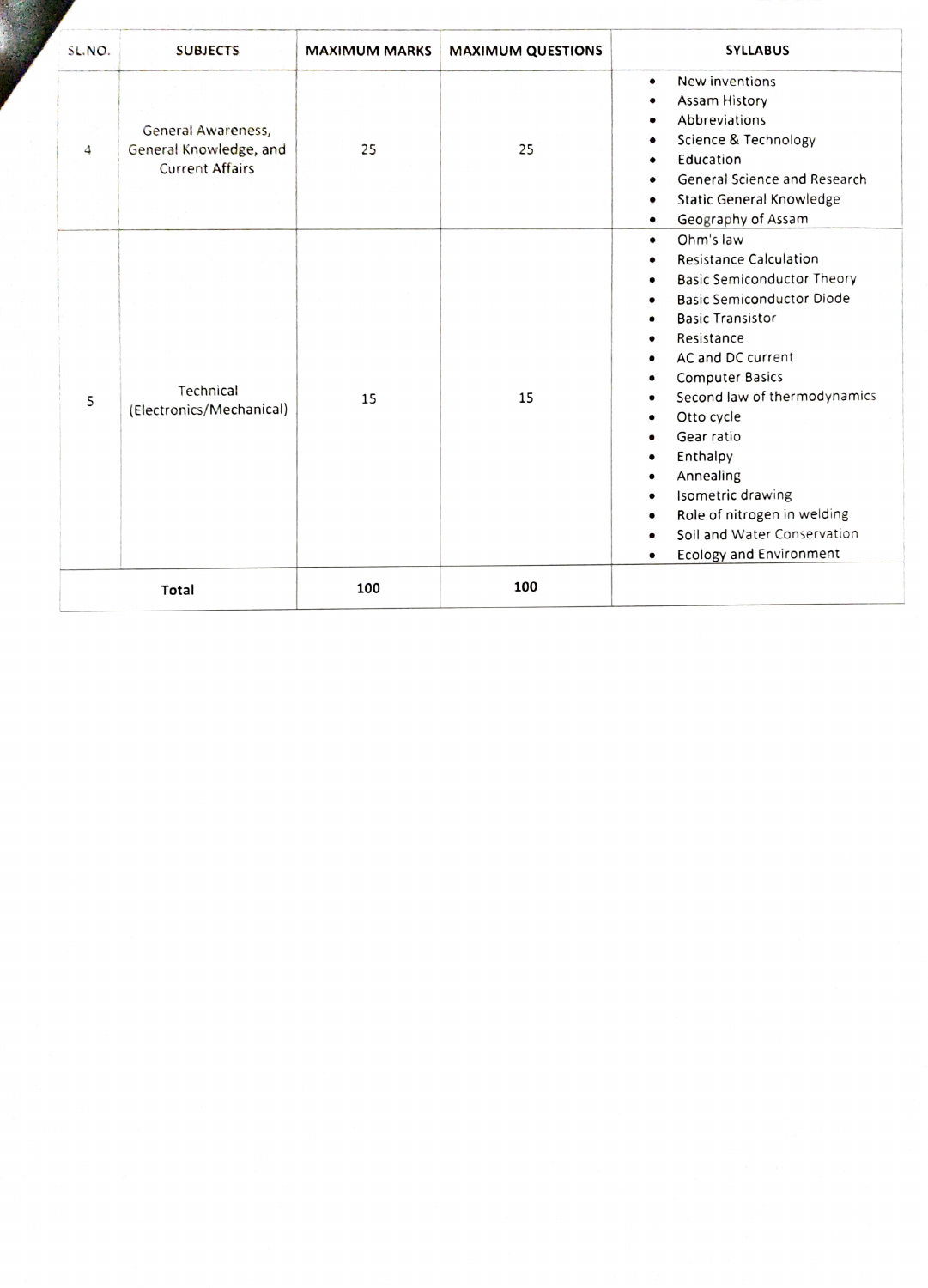| SL.NO. | SUBJECTS | MAXIMUM MARKS | MAXIMUM QUESTIONS | SYLLABUS |
|---|---|---|---|---|
| 4 | General Awareness, General Knowledge, and Current Affairs | 25 | 25 | • New inventions<br>• Assam History<br>• Abbreviations<br>• Science & Technology<br>• Education<br>• General Science and Research<br>• Static General Knowledge<br>• Geography of Assam |
| 5 | Technical (Electronics/Mechanical) | 15 | 15 | • Ohm's law<br>• Resistance Calculation<br>• Basic Semiconductor Theory<br>• Basic Semiconductor Diode<br>• Basic Transistor<br>• Resistance<br>• AC and DC current<br>• Computer Basics<br>• Second law of thermodynamics<br>• Otto cycle<br>• Gear ratio<br>• Enthalpy<br>• Annealing<br>• Isometric drawing<br>• Role of nitrogen in welding<br>• Soil and Water Conservation<br>• Ecology and Environment |
| **Total** | | **100** | **100** | |